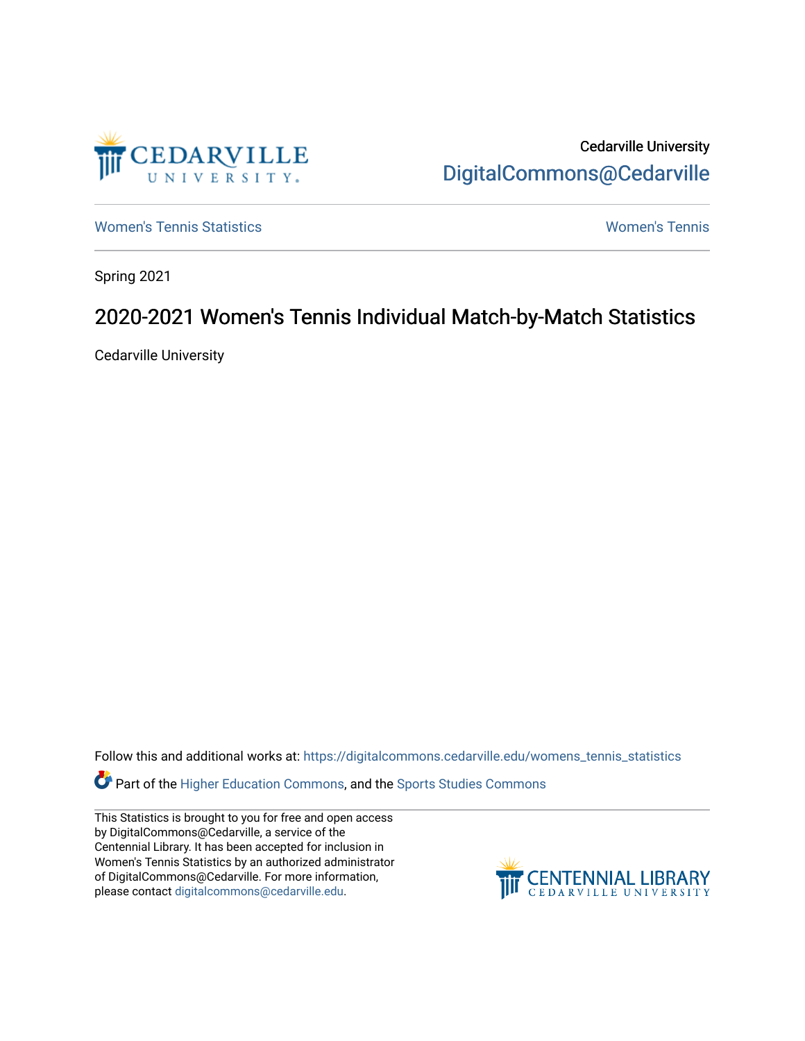Cedarville University
DigitalCommons@Cedarville

Women's Tennis Statistics

Women's Tennis

Spring 2021

# 2020-2021 Women's Tennis Individual Match-by-Match Statistics

Cedarville University

Follow this and additional works at: https://digitalcommons.cedarville.edu/womens_tennis_statistics

Part of the Higher Education Commons, and the Sports Studies Commons

This Statistics is brought to you for free and open access by DigitalCommons@Cedarville, a service of the Centennial Library. It has been accepted for inclusion in Women's Tennis Statistics by an authorized administrator of DigitalCommons@Cedarville. For more information, please contact digitalcommons@cedarville.edu.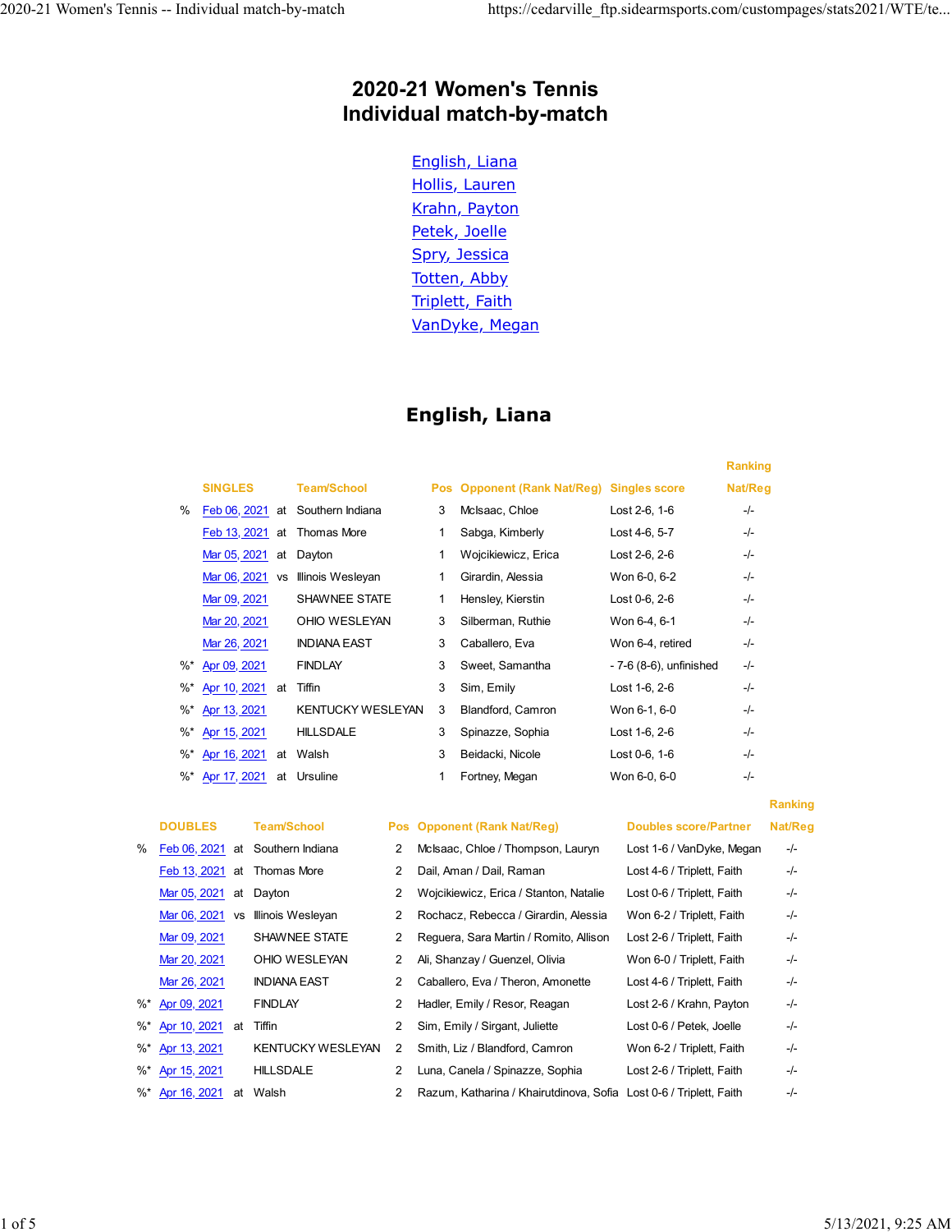# 2020-21 Women's Tennis
# Individual match-by-match

- [English, Liana]
- [Hollis, Lauren]
- [Krahn, Payton]
- [Petek, Joelle]
- [Spry, Jessica]
- [Totten, Abby]
- [Triplett, Faith]
- [VanDyke, Megan]

## English, Liana

| | SINGLES | | Team/School | Pos | Opponent (Rank Nat/Reg) | Singles score | Ranking Nat/Reg |
|---|---|---|---|---|---|---|---|
| % | Feb 06, 2021 | at | Southern Indiana | 3 | McIsaac, Chloe | Lost 2-6, 1-6 | -/- |
| | Feb 13, 2021 | at | Thomas More | 1 | Sabga, Kimberly | Lost 4-6, 5-7 | -/- |
| | Mar 05, 2021 | at | Dayton | 1 | Wojcikiewicz, Erica | Lost 2-6, 2-6 | -/- |
| | Mar 06, 2021 | vs | Illinois Wesleyan | 1 | Girardin, Alessia | Won 6-0, 6-2 | -/- |
| | Mar 09, 2021 | | SHAWNEE STATE | 1 | Hensley, Kierstin | Lost 0-6, 2-6 | -/- |
| | Mar 20, 2021 | | OHIO WESLEYAN | 3 | Silberman, Ruthie | Won 6-4, 6-1 | -/- |
| | Mar 26, 2021 | | INDIANA EAST | 3 | Caballero, Eva | Won 6-4, retired | -/- |
| %* | Apr 09, 2021 | | FINDLAY | 3 | Sweet, Samantha | - 7-6 (8-6), unfinished | -/- |
| %* | Apr 10, 2021 | at | Tiffin | 3 | Sim, Emily | Lost 1-6, 2-6 | -/- |
| %* | Apr 13, 2021 | | KENTUCKY WESLEYAN | 3 | Blandford, Camron | Won 6-1, 6-0 | -/- |
| %* | Apr 15, 2021 | | HILLSDALE | 3 | Spinazze, Sophia | Lost 1-6, 2-6 | -/- |
| %* | Apr 16, 2021 | at | Walsh | 3 | Beidacki, Nicole | Lost 0-6, 1-6 | -/- |
| %* | Apr 17, 2021 | at | Ursuline | 1 | Fortney, Megan | Won 6-0, 6-0 | -/- |

| | DOUBLES | | Team/School | Pos | Opponent (Rank Nat/Reg) | Doubles score/Partner | Ranking Nat/Reg |
|---|---|---|---|---|---|---|---|
| % | Feb 06, 2021 | at | Southern Indiana | 2 | McIsaac, Chloe / Thompson, Lauryn | Lost 1-6 / VanDyke, Megan | -/- |
| | Feb 13, 2021 | at | Thomas More | 2 | Dail, Aman / Dail, Raman | Lost 4-6 / Triplett, Faith | -/- |
| | Mar 05, 2021 | at | Dayton | 2 | Wojcikiewicz, Erica / Stanton, Natalie | Lost 0-6 / Triplett, Faith | -/- |
| | Mar 06, 2021 | vs | Illinois Wesleyan | 2 | Rochacz, Rebecca / Girardin, Alessia | Won 6-2 / Triplett, Faith | -/- |
| | Mar 09, 2021 | | SHAWNEE STATE | 2 | Reguera, Sara Martin / Romito, Allison | Lost 2-6 / Triplett, Faith | -/- |
| | Mar 20, 2021 | | OHIO WESLEYAN | 2 | Ali, Shanzay / Guenzel, Olivia | Won 6-0 / Triplett, Faith | -/- |
| | Mar 26, 2021 | | INDIANA EAST | 2 | Caballero, Eva / Theron, Amonette | Lost 4-6 / Triplett, Faith | -/- |
| %* | Apr 09, 2021 | | FINDLAY | 2 | Hadler, Emily / Resor, Reagan | Lost 2-6 / Krahn, Payton | -/- |
| %* | Apr 10, 2021 | at | Tiffin | 2 | Sim, Emily / Sirgant, Juliette | Lost 0-6 / Petek, Joelle | -/- |
| %* | Apr 13, 2021 | | KENTUCKY WESLEYAN | 2 | Smith, Liz / Blandford, Camron | Won 6-2 / Triplett, Faith | -/- |
| %* | Apr 15, 2021 | | HILLSDALE | 2 | Luna, Canela / Spinazze, Sophia | Lost 2-6 / Triplett, Faith | -/- |
| %* | Apr 16, 2021 | at | Walsh | 2 | Razum, Katharina / Khairutdinova, Sofia | Lost 0-6 / Triplett, Faith | -/- |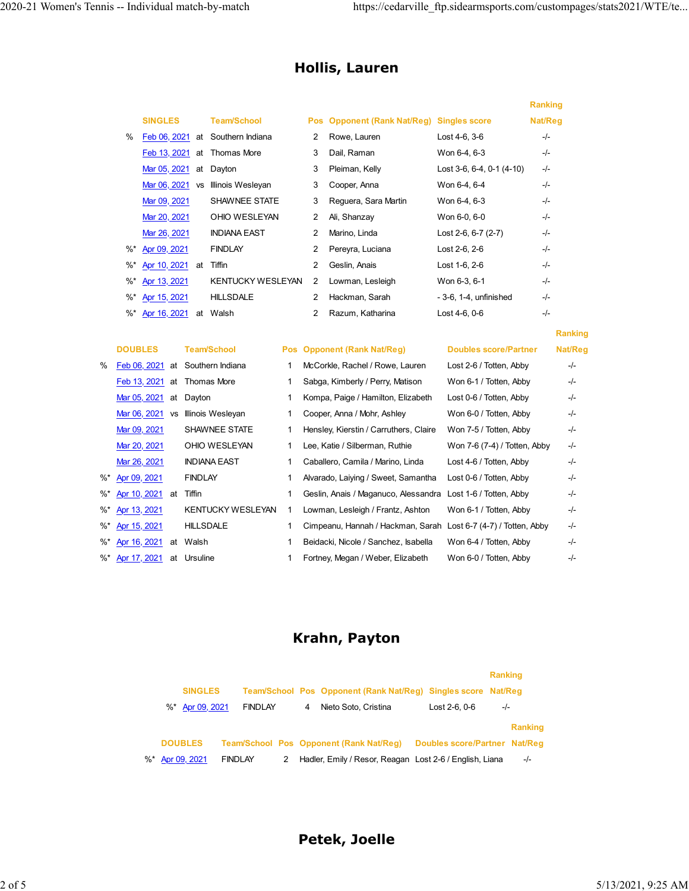## Hollis, Lauren

| | SINGLES | | Team/School | Pos | Opponent (Rank Nat/Reg) | Singles score | Ranking Nat/Reg |
|---|---|---|---|---|---|---|---|
| % | Feb 06, 2021 | at | Southern Indiana | 2 | Rowe, Lauren | Lost 4-6, 3-6 | -/- |
| | Feb 13, 2021 | at | Thomas More | 3 | Dail, Raman | Won 6-4, 6-3 | -/- |
| | Mar 05, 2021 | at | Dayton | 3 | Pleiman, Kelly | Lost 3-6, 6-4, 0-1 (4-10) | -/- |
| | Mar 06, 2021 | vs | Illinois Wesleyan | 3 | Cooper, Anna | Won 6-4, 6-4 | -/- |
| | Mar 09, 2021 | | SHAWNEE STATE | 3 | Reguera, Sara Martin | Won 6-4, 6-3 | -/- |
| | Mar 20, 2021 | | OHIO WESLEYAN | 2 | Ali, Shanzay | Won 6-0, 6-0 | -/- |
| | Mar 26, 2021 | | INDIANA EAST | 2 | Marino, Linda | Lost 2-6, 6-7 (2-7) | -/- |
| %* | Apr 09, 2021 | | FINDLAY | 2 | Pereyra, Luciana | Lost 2-6, 2-6 | -/- |
| %* | Apr 10, 2021 | at | Tiffin | 2 | Geslin, Anais | Lost 1-6, 2-6 | -/- |
| %* | Apr 13, 2021 | | KENTUCKY WESLEYAN | 2 | Lowman, Lesleigh | Won 6-3, 6-1 | -/- |
| %* | Apr 15, 2021 | | HILLSDALE | 2 | Hackman, Sarah | - 3-6, 1-4, unfinished | -/- |
| %* | Apr 16, 2021 | at | Walsh | 2 | Razum, Katharina | Lost 4-6, 0-6 | -/- |

| | DOUBLES | | Team/School | Pos | Opponent (Rank Nat/Reg) | Doubles score/Partner | Ranking Nat/Reg |
|---|---|---|---|---|---|---|---|
| % | Feb 06, 2021 | at | Southern Indiana | 1 | McCorkle, Rachel / Rowe, Lauren | Lost 2-6 / Totten, Abby | -/- |
| | Feb 13, 2021 | at | Thomas More | 1 | Sabga, Kimberly / Perry, Matison | Won 6-1 / Totten, Abby | -/- |
| | Mar 05, 2021 | at | Dayton | 1 | Kompa, Paige / Hamilton, Elizabeth | Lost 0-6 / Totten, Abby | -/- |
| | Mar 06, 2021 | vs | Illinois Wesleyan | 1 | Cooper, Anna / Mohr, Ashley | Won 6-0 / Totten, Abby | -/- |
| | Mar 09, 2021 | | SHAWNEE STATE | 1 | Hensley, Kierstin / Carruthers, Claire | Won 7-5 / Totten, Abby | -/- |
| | Mar 20, 2021 | | OHIO WESLEYAN | 1 | Lee, Katie / Silberman, Ruthie | Won 7-6 (7-4) / Totten, Abby | -/- |
| | Mar 26, 2021 | | INDIANA EAST | 1 | Caballero, Camila / Marino, Linda | Lost 4-6 / Totten, Abby | -/- |
| %* | Apr 09, 2021 | | FINDLAY | 1 | Alvarado, Laiying / Sweet, Samantha | Lost 0-6 / Totten, Abby | -/- |
| %* | Apr 10, 2021 | at | Tiffin | 1 | Geslin, Anais / Maganuco, Alessandra | Lost 1-6 / Totten, Abby | -/- |
| %* | Apr 13, 2021 | | KENTUCKY WESLEYAN | 1 | Lowman, Lesleigh / Frantz, Ashton | Won 6-1 / Totten, Abby | -/- |
| %* | Apr 15, 2021 | | HILLSDALE | 1 | Cimpeanu, Hannah / Hackman, Sarah | Lost 6-7 (4-7) / Totten, Abby | -/- |
| %* | Apr 16, 2021 | at | Walsh | 1 | Beidacki, Nicole / Sanchez, Isabella | Won 6-4 / Totten, Abby | -/- |
| %* | Apr 17, 2021 | at | Ursuline | 1 | Fortney, Megan / Weber, Elizabeth | Won 6-0 / Totten, Abby | -/- |

## Krahn, Payton

| | SINGLES | Team/School | Pos | Opponent (Rank Nat/Reg) | Singles score | Ranking Nat/Reg |
|---|---|---|---|---|---|---|
| %* | Apr 09, 2021 | FINDLAY | 4 | Nieto Soto, Cristina | Lost 2-6, 0-6 | -/- |

| | DOUBLES | Team/School | Pos | Opponent (Rank Nat/Reg) | Doubles score/Partner | Ranking Nat/Reg |
|---|---|---|---|---|---|---|
| %* | Apr 09, 2021 | FINDLAY | 2 | Hadler, Emily / Resor, Reagan | Lost 2-6 / English, Liana | -/- |

## Petek, Joelle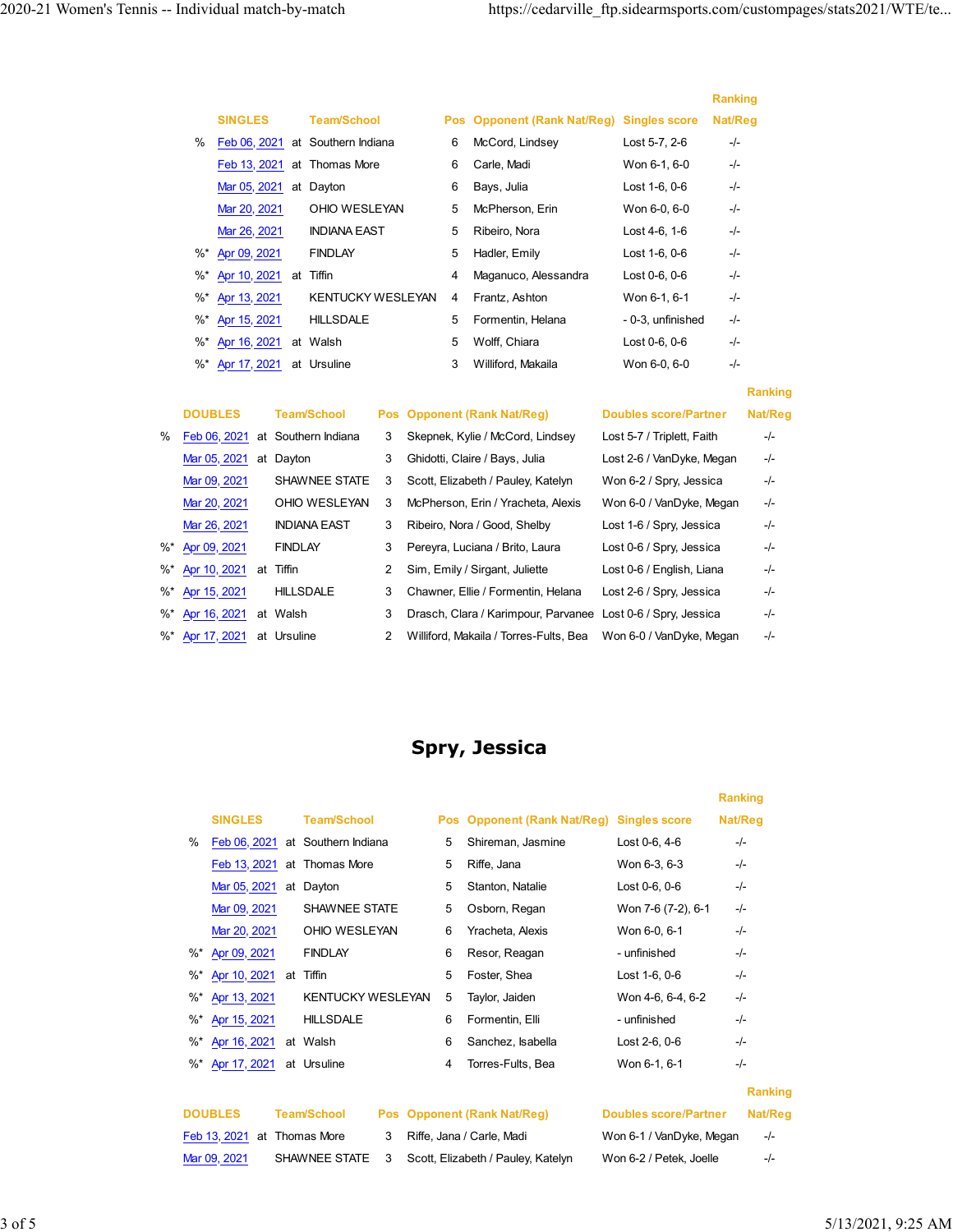| | SINGLES | | Team/School | Pos | Opponent (Rank Nat/Reg) | Singles score | Ranking Nat/Reg |
|---|---|---|---|---|---|---|---|
| % | Feb 06, 2021 | at | Southern Indiana | 6 | McCord, Lindsey | Lost 5-7, 2-6 | -/- |
| | Feb 13, 2021 | at | Thomas More | 6 | Carle, Madi | Won 6-1, 6-0 | -/- |
| | Mar 05, 2021 | at | Dayton | 6 | Bays, Julia | Lost 1-6, 0-6 | -/- |
| | Mar 20, 2021 | | OHIO WESLEYAN | 5 | McPherson, Erin | Won 6-0, 6-0 | -/- |
| | Mar 26, 2021 | | INDIANA EAST | 5 | Ribeiro, Nora | Lost 4-6, 1-6 | -/- |
| %* | Apr 09, 2021 | | FINDLAY | 5 | Hadler, Emily | Lost 1-6, 0-6 | -/- |
| %* | Apr 10, 2021 | at | Tiffin | 4 | Maganuco, Alessandra | Lost 0-6, 0-6 | -/- |
| %* | Apr 13, 2021 | | KENTUCKY WESLEYAN | 4 | Frantz, Ashton | Won 6-1, 6-1 | -/- |
| %* | Apr 15, 2021 | | HILLSDALE | 5 | Formentin, Helana | - 0-3, unfinished | -/- |
| %* | Apr 16, 2021 | at | Walsh | 5 | Wolff, Chiara | Lost 0-6, 0-6 | -/- |
| %* | Apr 17, 2021 | at | Ursuline | 3 | Williford, Makaila | Won 6-0, 6-0 | -/- |

| | DOUBLES | | Team/School | Pos | Opponent (Rank Nat/Reg) | Doubles score/Partner | Ranking Nat/Reg |
|---|---|---|---|---|---|---|---|
| % | Feb 06, 2021 | at | Southern Indiana | 3 | Skepnek, Kylie / McCord, Lindsey | Lost 5-7 / Triplett, Faith | -/- |
| | Mar 05, 2021 | at | Dayton | 3 | Ghidotti, Claire / Bays, Julia | Lost 2-6 / VanDyke, Megan | -/- |
| | Mar 09, 2021 | | SHAWNEE STATE | 3 | Scott, Elizabeth / Pauley, Katelyn | Won 6-2 / Spry, Jessica | -/- |
| | Mar 20, 2021 | | OHIO WESLEYAN | 3 | McPherson, Erin / Yracheta, Alexis | Won 6-0 / VanDyke, Megan | -/- |
| | Mar 26, 2021 | | INDIANA EAST | 3 | Ribeiro, Nora / Good, Shelby | Lost 1-6 / Spry, Jessica | -/- |
| %* | Apr 09, 2021 | | FINDLAY | 3 | Pereyra, Luciana / Brito, Laura | Lost 0-6 / Spry, Jessica | -/- |
| %* | Apr 10, 2021 | at | Tiffin | 2 | Sim, Emily / Sirgant, Juliette | Lost 0-6 / English, Liana | -/- |
| %* | Apr 15, 2021 | | HILLSDALE | 3 | Chawner, Ellie / Formentin, Helana | Lost 2-6 / Spry, Jessica | -/- |
| %* | Apr 16, 2021 | at | Walsh | 3 | Drasch, Clara / Karimpour, Parvanee | Lost 0-6 / Spry, Jessica | -/- |
| %* | Apr 17, 2021 | at | Ursuline | 2 | Williford, Makaila / Torres-Fults, Bea | Won 6-0 / VanDyke, Megan | -/- |

## Spry, Jessica

| | SINGLES | | Team/School | Pos | Opponent (Rank Nat/Reg) | Singles score | Ranking Nat/Reg |
|---|---|---|---|---|---|---|---|
| % | Feb 06, 2021 | at | Southern Indiana | 5 | Shireman, Jasmine | Lost 0-6, 4-6 | -/- |
| | Feb 13, 2021 | at | Thomas More | 5 | Riffe, Jana | Won 6-3, 6-3 | -/- |
| | Mar 05, 2021 | at | Dayton | 5 | Stanton, Natalie | Lost 0-6, 0-6 | -/- |
| | Mar 09, 2021 | | SHAWNEE STATE | 5 | Osborn, Regan | Won 7-6 (7-2), 6-1 | -/- |
| | Mar 20, 2021 | | OHIO WESLEYAN | 6 | Yracheta, Alexis | Won 6-0, 6-1 | -/- |
| %* | Apr 09, 2021 | | FINDLAY | 6 | Resor, Reagan | - unfinished | -/- |
| %* | Apr 10, 2021 | at | Tiffin | 5 | Foster, Shea | Lost 1-6, 0-6 | -/- |
| %* | Apr 13, 2021 | | KENTUCKY WESLEYAN | 5 | Taylor, Jaiden | Won 4-6, 6-4, 6-2 | -/- |
| %* | Apr 15, 2021 | | HILLSDALE | 6 | Formentin, Elli | - unfinished | -/- |
| %* | Apr 16, 2021 | at | Walsh | 6 | Sanchez, Isabella | Lost 2-6, 0-6 | -/- |
| %* | Apr 17, 2021 | at | Ursuline | 4 | Torres-Fults, Bea | Won 6-1, 6-1 | -/- |

| DOUBLES | | Team/School | Pos | Opponent (Rank Nat/Reg) | Doubles score/Partner | Ranking Nat/Reg |
|---|---|---|---|---|---|---|
| Feb 13, 2021 | at | Thomas More | 3 | Riffe, Jana / Carle, Madi | Won 6-1 / VanDyke, Megan | -/- |
| Mar 09, 2021 | | SHAWNEE STATE | 3 | Scott, Elizabeth / Pauley, Katelyn | Won 6-2 / Petek, Joelle | -/- |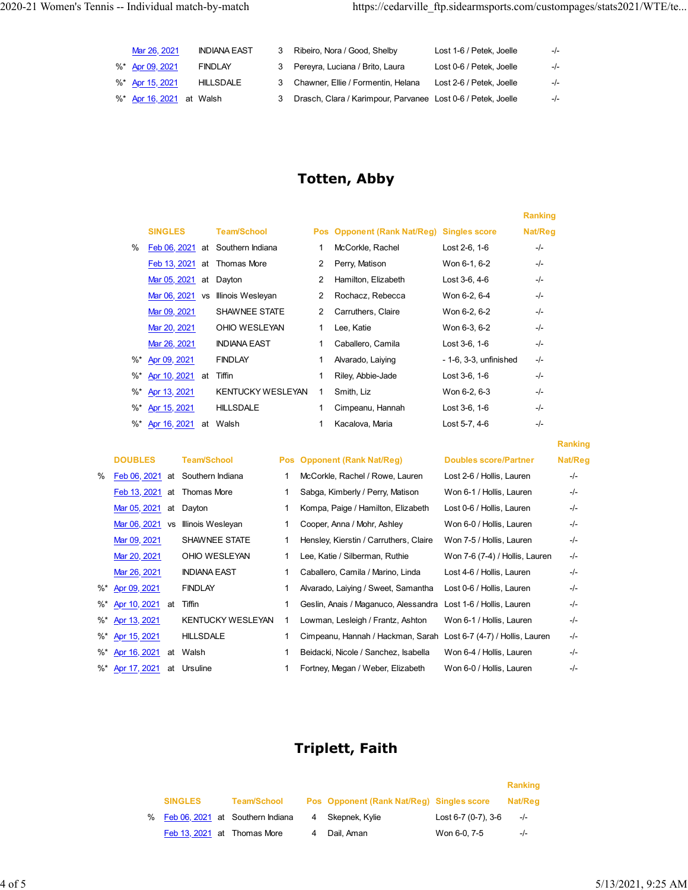|  | Date |  | Team/School | Pos | Opponent | Doubles score/Partner | Ranking Nat/Reg |
|---|---|---|---|---|---|---|---|
|  | Mar 26, 2021 |  | INDIANA EAST | 3 | Ribeiro, Nora / Good, Shelby | Lost 1-6 / Petek, Joelle | -/- |
| %* | Apr 09, 2021 |  | FINDLAY | 3 | Pereyra, Luciana / Brito, Laura | Lost 0-6 / Petek, Joelle | -/- |
| %* | Apr 15, 2021 |  | HILLSDALE | 3 | Chawner, Ellie / Formentin, Helana | Lost 2-6 / Petek, Joelle | -/- |
| %* | Apr 16, 2021 | at | Walsh | 3 | Drasch, Clara / Karimpour, Parvanee | Lost 0-6 / Petek, Joelle | -/- |

## Totten, Abby

|  | SINGLES |  | Team/School | Pos | Opponent (Rank Nat/Reg) | Singles score | Ranking Nat/Reg |
|---|---|---|---|---|---|---|---|
| % | Feb 06, 2021 | at | Southern Indiana | 1 | McCorkle, Rachel | Lost 2-6, 1-6 | -/- |
|  | Feb 13, 2021 | at | Thomas More | 2 | Perry, Matison | Won 6-1, 6-2 | -/- |
|  | Mar 05, 2021 | at | Dayton | 2 | Hamilton, Elizabeth | Lost 3-6, 4-6 | -/- |
|  | Mar 06, 2021 | vs | Illinois Wesleyan | 2 | Rochacz, Rebecca | Won 6-2, 6-4 | -/- |
|  | Mar 09, 2021 |  | SHAWNEE STATE | 2 | Carruthers, Claire | Won 6-2, 6-2 | -/- |
|  | Mar 20, 2021 |  | OHIO WESLEYAN | 1 | Lee, Katie | Won 6-3, 6-2 | -/- |
|  | Mar 26, 2021 |  | INDIANA EAST | 1 | Caballero, Camila | Lost 3-6, 1-6 | -/- |
| %* | Apr 09, 2021 |  | FINDLAY | 1 | Alvarado, Laiying | - 1-6, 3-3, unfinished | -/- |
| %* | Apr 10, 2021 | at | Tiffin | 1 | Riley, Abbie-Jade | Lost 3-6, 1-6 | -/- |
| %* | Apr 13, 2021 |  | KENTUCKY WESLEYAN | 1 | Smith, Liz | Won 6-2, 6-3 | -/- |
| %* | Apr 15, 2021 |  | HILLSDALE | 1 | Cimpeanu, Hannah | Lost 3-6, 1-6 | -/- |
| %* | Apr 16, 2021 | at | Walsh | 1 | Kacalova, Maria | Lost 5-7, 4-6 | -/- |

|  | DOUBLES |  | Team/School | Pos | Opponent (Rank Nat/Reg) | Doubles score/Partner | Ranking Nat/Reg |
|---|---|---|---|---|---|---|---|
| % | Feb 06, 2021 | at | Southern Indiana | 1 | McCorkle, Rachel / Rowe, Lauren | Lost 2-6 / Hollis, Lauren | -/- |
|  | Feb 13, 2021 | at | Thomas More | 1 | Sabga, Kimberly / Perry, Matison | Won 6-1 / Hollis, Lauren | -/- |
|  | Mar 05, 2021 | at | Dayton | 1 | Kompa, Paige / Hamilton, Elizabeth | Lost 0-6 / Hollis, Lauren | -/- |
|  | Mar 06, 2021 | vs | Illinois Wesleyan | 1 | Cooper, Anna / Mohr, Ashley | Won 6-0 / Hollis, Lauren | -/- |
|  | Mar 09, 2021 |  | SHAWNEE STATE | 1 | Hensley, Kierstin / Carruthers, Claire | Won 7-5 / Hollis, Lauren | -/- |
|  | Mar 20, 2021 |  | OHIO WESLEYAN | 1 | Lee, Katie / Silberman, Ruthie | Won 7-6 (7-4) / Hollis, Lauren | -/- |
|  | Mar 26, 2021 |  | INDIANA EAST | 1 | Caballero, Camila / Marino, Linda | Lost 4-6 / Hollis, Lauren | -/- |
| %* | Apr 09, 2021 |  | FINDLAY | 1 | Alvarado, Laiying / Sweet, Samantha | Lost 0-6 / Hollis, Lauren | -/- |
| %* | Apr 10, 2021 | at | Tiffin | 1 | Geslin, Anais / Maganuco, Alessandra | Lost 1-6 / Hollis, Lauren | -/- |
| %* | Apr 13, 2021 |  | KENTUCKY WESLEYAN | 1 | Lowman, Lesleigh / Frantz, Ashton | Won 6-1 / Hollis, Lauren | -/- |
| %* | Apr 15, 2021 |  | HILLSDALE | 1 | Cimpeanu, Hannah / Hackman, Sarah | Lost 6-7 (4-7) / Hollis, Lauren | -/- |
| %* | Apr 16, 2021 | at | Walsh | 1 | Beidacki, Nicole / Sanchez, Isabella | Won 6-4 / Hollis, Lauren | -/- |
| %* | Apr 17, 2021 | at | Ursuline | 1 | Fortney, Megan / Weber, Elizabeth | Won 6-0 / Hollis, Lauren | -/- |

## Triplett, Faith

|  | SINGLES |  | Team/School | Pos | Opponent (Rank Nat/Reg) | Singles score | Ranking Nat/Reg |
|---|---|---|---|---|---|---|---|
| % | Feb 06, 2021 | at | Southern Indiana | 4 | Skepnek, Kylie | Lost 6-7 (0-7), 3-6 | -/- |
|  | Feb 13, 2021 | at | Thomas More | 4 | Dail, Aman | Won 6-0, 7-5 | -/- |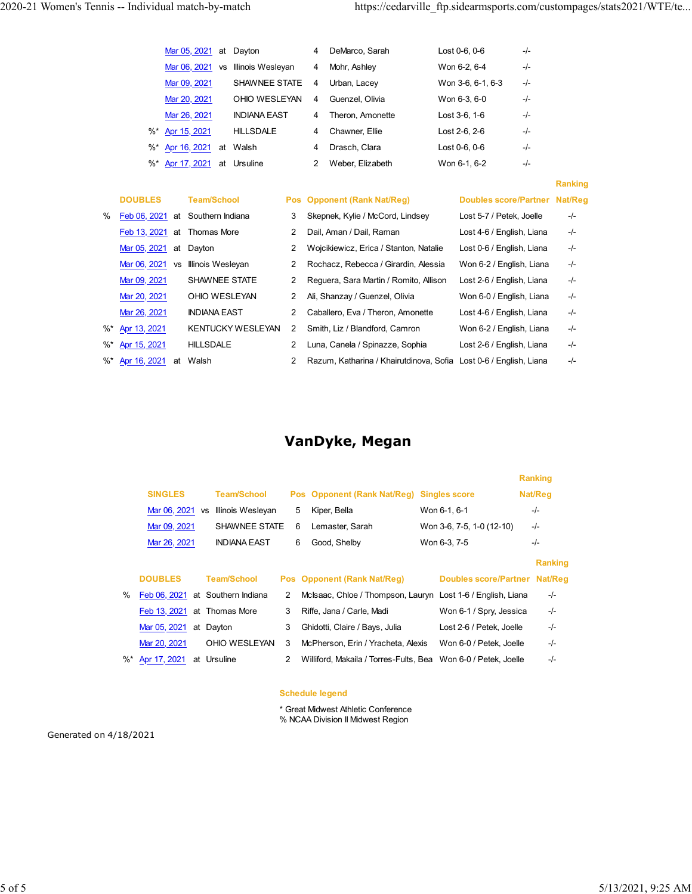| | | | | | | | |
|---|---|---|---|---|---|---|---|
| | Mar 05, 2021 | at | Dayton | 4 | DeMarco, Sarah | Lost 0-6, 0-6 | -/- |
| | Mar 06, 2021 | vs | Illinois Wesleyan | 4 | Mohr, Ashley | Won 6-2, 6-4 | -/- |
| | Mar 09, 2021 | | SHAWNEE STATE | 4 | Urban, Lacey | Won 3-6, 6-1, 6-3 | -/- |
| | Mar 20, 2021 | | OHIO WESLEYAN | 4 | Guenzel, Olivia | Won 6-3, 6-0 | -/- |
| | Mar 26, 2021 | | INDIANA EAST | 4 | Theron, Amonette | Lost 3-6, 1-6 | -/- |
| %* | Apr 15, 2021 | | HILLSDALE | 4 | Chawner, Ellie | Lost 2-6, 2-6 | -/- |
| %* | Apr 16, 2021 | at | Walsh | 4 | Drasch, Clara | Lost 0-6, 0-6 | -/- |
| %* | Apr 17, 2021 | at | Ursuline | 2 | Weber, Elizabeth | Won 6-1, 6-2 | -/- |

| | DOUBLES | | Team/School | Pos | Opponent (Rank Nat/Reg) | Doubles score/Partner | Ranking Nat/Reg |
|---|---|---|---|---|---|---|---|
| % | Feb 06, 2021 | at | Southern Indiana | 3 | Skepnek, Kylie / McCord, Lindsey | Lost 5-7 / Petek, Joelle | -/- |
| | Feb 13, 2021 | at | Thomas More | 2 | Dail, Aman / Dail, Raman | Lost 4-6 / English, Liana | -/- |
| | Mar 05, 2021 | at | Dayton | 2 | Wojcikiewicz, Erica / Stanton, Natalie | Lost 0-6 / English, Liana | -/- |
| | Mar 06, 2021 | vs | Illinois Wesleyan | 2 | Rochacz, Rebecca / Girardin, Alessia | Won 6-2 / English, Liana | -/- |
| | Mar 09, 2021 | | SHAWNEE STATE | 2 | Reguera, Sara Martin / Romito, Allison | Lost 2-6 / English, Liana | -/- |
| | Mar 20, 2021 | | OHIO WESLEYAN | 2 | Ali, Shanzay / Guenzel, Olivia | Won 6-0 / English, Liana | -/- |
| | Mar 26, 2021 | | INDIANA EAST | 2 | Caballero, Eva / Theron, Amonette | Lost 4-6 / English, Liana | -/- |
| %* | Apr 13, 2021 | | KENTUCKY WESLEYAN | 2 | Smith, Liz / Blandford, Camron | Won 6-2 / English, Liana | -/- |
| %* | Apr 15, 2021 | | HILLSDALE | 2 | Luna, Canela / Spinazze, Sophia | Lost 2-6 / English, Liana | -/- |
| %* | Apr 16, 2021 | at | Walsh | 2 | Razum, Katharina / Khairutdinova, Sofia | Lost 0-6 / English, Liana | -/- |

## VanDyke, Megan

| SINGLES | | Team/School | Pos | Opponent (Rank Nat/Reg) | Singles score | Ranking Nat/Reg |
|---|---|---|---|---|---|---|
| Mar 06, 2021 | vs | Illinois Wesleyan | 5 | Kiper, Bella | Won 6-1, 6-1 | -/- |
| Mar 09, 2021 | | SHAWNEE STATE | 6 | Lemaster, Sarah | Won 3-6, 7-5, 1-0 (12-10) | -/- |
| Mar 26, 2021 | | INDIANA EAST | 6 | Good, Shelby | Won 6-3, 7-5 | -/- |

| | DOUBLES | | Team/School | Pos | Opponent (Rank Nat/Reg) | Doubles score/Partner | Ranking Nat/Reg |
|---|---|---|---|---|---|---|---|
| % | Feb 06, 2021 | at | Southern Indiana | 2 | McIsaac, Chloe / Thompson, Lauryn | Lost 1-6 / English, Liana | -/- |
| | Feb 13, 2021 | at | Thomas More | 3 | Riffe, Jana / Carle, Madi | Won 6-1 / Spry, Jessica | -/- |
| | Mar 05, 2021 | at | Dayton | 3 | Ghidotti, Claire / Bays, Julia | Lost 2-6 / Petek, Joelle | -/- |
| | Mar 20, 2021 | | OHIO WESLEYAN | 3 | McPherson, Erin / Yracheta, Alexis | Won 6-0 / Petek, Joelle | -/- |
| %* | Apr 17, 2021 | at | Ursuline | 2 | Williford, Makaila / Torres-Fults, Bea | Won 6-0 / Petek, Joelle | -/- |

**Schedule legend**

* Great Midwest Athletic Conference
% NCAA Division II Midwest Region

Generated on 4/18/2021